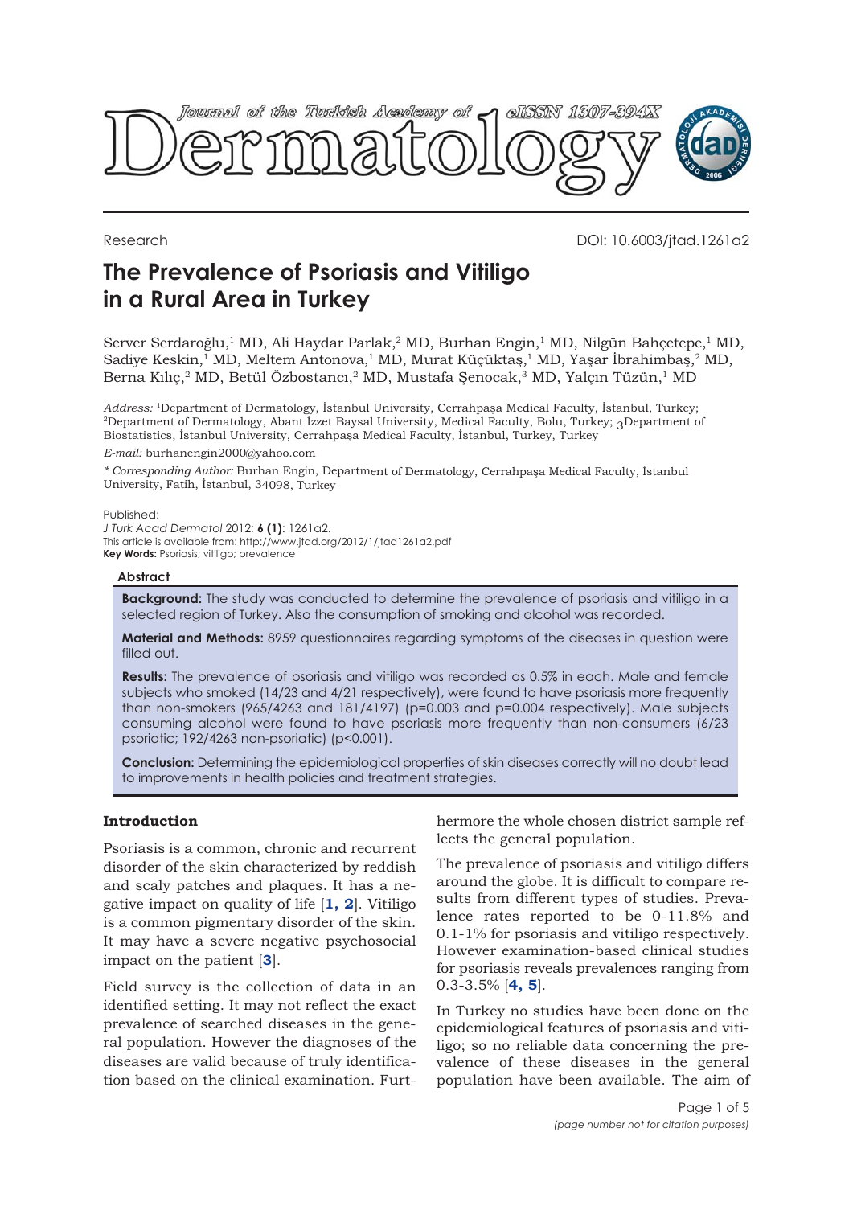Research

DOI: 10.6003/jtad.1261a2

# The Prevalence of Psoriasis and Vitiligo in a Rural Area in Turkey

Server Serdaroğlu,[1] MD, Ali Haydar Parlak,[2] MD, Burhan Engin,[1] MD, Nilgün Bahçetepe,[1] MD, Sadiye Keskin,[1] MD, Meltem Antonova,[1] MD, Murat Küçüktaş,[1] MD, Yaşar İbrahimbaş,[2] MD, Berna Kılıç,[2] MD, Betül Özbostancı,[2] MD, Mustafa Şenocak,[3] MD, Yalçın Tüzün,[1] MD

*Address:* [1]Department of Dermatology, İstanbul University, Cerrahpaşa Medical Faculty, İstanbul, Turkey; [2]Department of Dermatology, Abant İzzet Baysal University, Medical Faculty, Bolu, Turkey; [3]Department of Biostatistics, İstanbul University, Cerrahpaşa Medical Faculty, İstanbul, Turkey, Turkey

*E-mail:* burhanengin2000@yahoo.com

*\* Corresponding Author:* Burhan Engin, Department of Dermatology, Cerrahpaşa Medical Faculty, İstanbul University, Fatih, İstanbul, 34098, Turkey

Published:
*J Turk Acad Dermatol* 2012; **6 (1)**: 1261a2.
This article is available from: http://www.jtad.org/2012/1/jtad1261a2.pdf
**Key Words:** Psoriasis; vitiligo; prevalence

## Abstract

**Background:** The study was conducted to determine the prevalence of psoriasis and vitiligo in a selected region of Turkey. Also the consumption of smoking and alcohol was recorded.

**Material and Methods:** 8959 questionnaires regarding symptoms of the diseases in question were filled out.

**Results:** The prevalence of psoriasis and vitiligo was recorded as 0.5% in each. Male and female subjects who smoked (14/23 and 4/21 respectively), were found to have psoriasis more frequently than non-smokers (965/4263 and 181/4197) ($p=0.003$ and $p=0.004$ respectively). Male subjects consuming alcohol were found to have psoriasis more frequently than non-consumers (6/23 psoriatic; 192/4263 non-psoriatic) ($p<0.001$).

**Conclusion:** Determining the epidemiological properties of skin diseases correctly will no doubt lead to improvements in health policies and treatment strategies.

## Introduction

Psoriasis is a common, chronic and recurrent disorder of the skin characterized by reddish and scaly patches and plaques. It has a negative impact on quality of life [1, 2]. Vitiligo is a common pigmentary disorder of the skin. It may have a severe negative psychosocial impact on the patient [3].

Field survey is the collection of data in an identified setting. It may not reflect the exact prevalence of searched diseases in the general population. However the diagnoses of the diseases are valid because of truly identification based on the clinical examination. Furthermore the whole chosen district sample reflects the general population.

The prevalence of psoriasis and vitiligo differs around the globe. It is difficult to compare results from different types of studies. Prevalence rates reported to be 0-11.8% and 0.1-1% for psoriasis and vitiligo respectively. However examination-based clinical studies for psoriasis reveals prevalences ranging from 0.3-3.5% [4, 5].

In Turkey no studies have been done on the epidemiological features of psoriasis and vitiligo; so no reliable data concerning the prevalence of these diseases in the general population have been available. The aim of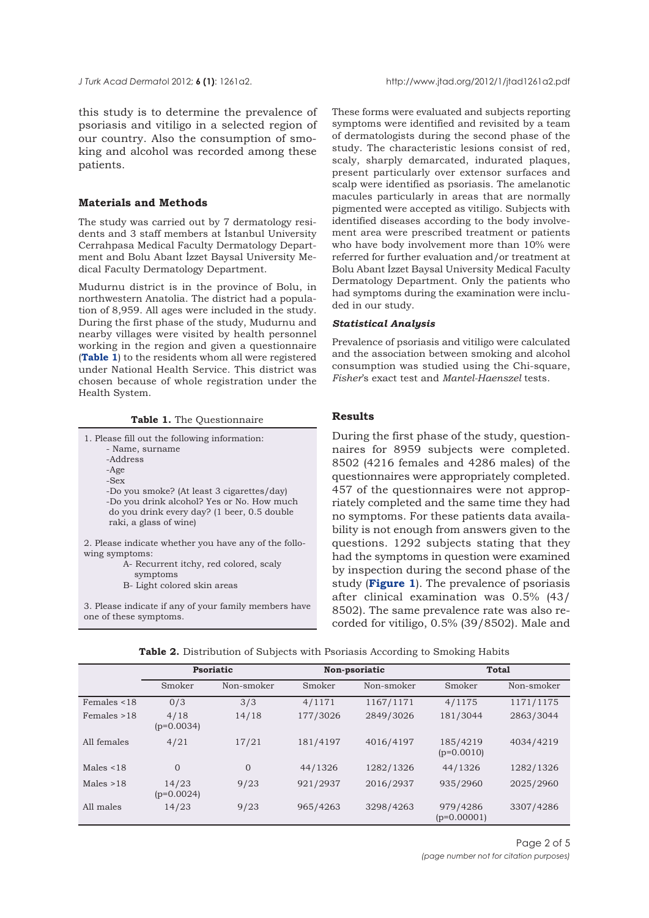this study is to determine the prevalence of psoriasis and vitiligo in a selected region of our country. Also the consumption of smoking and alcohol was recorded among these patients.

## Materials and Methods

The study was carried out by 7 dermatology residents and 3 staff members at İstanbul University Cerrahpasa Medical Faculty Dermatology Department and Bolu Abant İzzet Baysal University Medical Faculty Dermatology Department.

Mudurnu district is in the province of Bolu, in northwestern Anatolia. The district had a population of 8,959. All ages were included in the study. During the first phase of the study, Mudurnu and nearby villages were visited by health personnel working in the region and given a questionnaire (**Table 1**) to the residents whom all were registered under National Health Service. This district was chosen because of whole registration under the Health System.

**Table 1.** The Questionnaire

| |
|---|
| 1. Please fill out the following information:<br>- Name, surname<br>-Address<br>-Age<br>-Sex<br>-Do you smoke? (At least 3 cigarettes/day)<br>-Do you drink alcohol? Yes or No. How much do you drink every day? (1 beer, 0.5 double raki, a glass of wine) |
| 2. Please indicate whether you have any of the following symptoms:<br>A- Recurrent itchy, red colored, scaly symptoms<br>B- Light colored skin areas |
| 3. Please indicate if any of your family members have one of these symptoms. |

These forms were evaluated and subjects reporting symptoms were identified and revisited by a team of dermatologists during the second phase of the study. The characteristic lesions consist of red, scaly, sharply demarcated, indurated plaques, present particularly over extensor surfaces and scalp were identified as psoriasis. The amelanotic macules particularly in areas that are normally pigmented were accepted as vitiligo. Subjects with identified diseases according to the body involvement area were prescribed treatment or patients who have body involvement more than 10% were referred for further evaluation and/or treatment at Bolu Abant İzzet Baysal University Medical Faculty Dermatology Department. Only the patients who had symptoms during the examination were included in our study.

### *Statistical Analysis*

Prevalence of psoriasis and vitiligo were calculated and the association between smoking and alcohol consumption was studied using the Chi-square, *Fisher*'s exact test and *Mantel-Haenszel* tests.

## Results

During the first phase of the study, questionnaires for 8959 subjects were completed. 8502 (4216 females and 4286 males) of the questionnaires were appropriately completed. 457 of the questionnaires were not appropriately completed and the same time they had no symptoms. For these patients data availability is not enough from answers given to the questions. 1292 subjects stating that they had the symptoms in question were examined by inspection during the second phase of the study (**Figure 1**). The prevalence of psoriasis after clinical examination was 0.5% (43/ 8502). The same prevalence rate was also recorded for vitiligo, 0.5% (39/8502). Male and

**Table 2.** Distribution of Subjects with Psoriasis According to Smoking Habits

| | Psoriatic | | Non-psoriatic | | Total | |
|---|---|---|---|---|---|---|
| | Smoker | Non-smoker | Smoker | Non-smoker | Smoker | Non-smoker |
| Females <18 | 0/3 | 3/3 | 4/1171 | 1167/1171 | 4/1175 | 1171/1175 |
| Females >18 | 4/18 (p=0.0034) | 14/18 | 177/3026 | 2849/3026 | 181/3044 | 2863/3044 |
| All females | 4/21 | 17/21 | 181/4197 | 4016/4197 | 185/4219 (p=0.0010) | 4034/4219 |
| Males <18 | 0 | 0 | 44/1326 | 1282/1326 | 44/1326 | 1282/1326 |
| Males >18 | 14/23 (p=0.0024) | 9/23 | 921/2937 | 2016/2937 | 935/2960 | 2025/2960 |
| All males | 14/23 | 9/23 | 965/4263 | 3298/4263 | 979/4286 (p=0.00001) | 3307/4286 |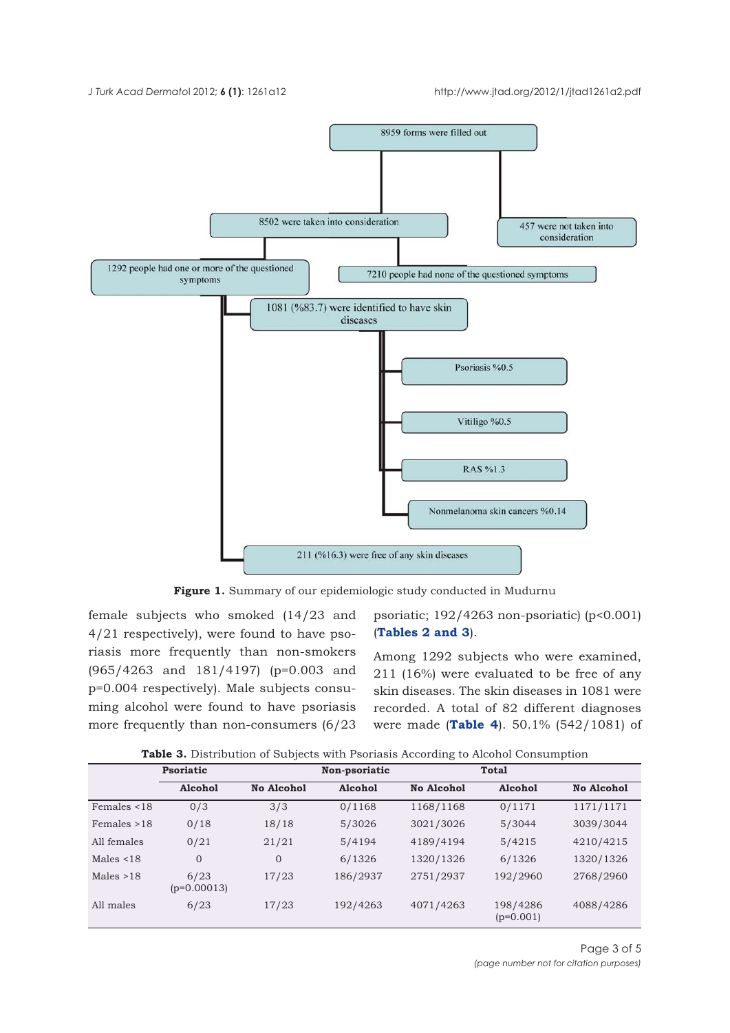8959 forms were filled out

- 8502 were taken into consideration
  - 1292 people had one or more of the questioned symptoms
    - 1081 (%83.7) were identified to have skin diseases
      - Psoriasis %0.5
      - Vitiligo %0.5
      - RAS %1.3
      - Nonmelanoma skin cancers %0.14
    - 211 (%16.3) were free of any skin diseases
  - 7210 people had none of the questioned symptoms
- 457 were not taken into consideration

**Figure 1.** Summary of our epidemiologic study conducted in Mudurnu

female subjects who smoked (14/23 and 4/21 respectively), were found to have psoriasis more frequently than non-smokers (965/4263 and 181/4197) (p=0.003 and p=0.004 respectively). Male subjects consuming alcohol were found to have psoriasis more frequently than non-consumers (6/23 psoriatic; 192/4263 non-psoriatic) (p<0.001) (**Tables 2 and 3**).

Among 1292 subjects who were examined, 211 (16%) were evaluated to be free of any skin diseases. The skin diseases in 1081 were recorded. A total of 82 different diagnoses were made (**Table 4**). 50.1% (542/1081) of

**Table 3.** Distribution of Subjects with Psoriasis According to Alcohol Consumption

| | Psoriatic | | Non-psoriatic | | Total | |
|---|---|---|---|---|---|---|
| | **Alcohol** | **No Alcohol** | **Alcohol** | **No Alcohol** | **Alcohol** | **No Alcohol** |
| Females <18 | 0/3 | 3/3 | 0/1168 | 1168/1168 | 0/1171 | 1171/1171 |
| Females >18 | 0/18 | 18/18 | 5/3026 | 3021/3026 | 5/3044 | 3039/3044 |
| All females | 0/21 | 21/21 | 5/4194 | 4189/4194 | 5/4215 | 4210/4215 |
| Males <18 | 0 | 0 | 6/1326 | 1320/1326 | 6/1326 | 1320/1326 |
| Males >18 | 6/23 (p=0.00013) | 17/23 | 186/2937 | 2751/2937 | 192/2960 | 2768/2960 |
| All males | 6/23 | 17/23 | 192/4263 | 4071/4263 | 198/4286 (p=0.001) | 4088/4286 |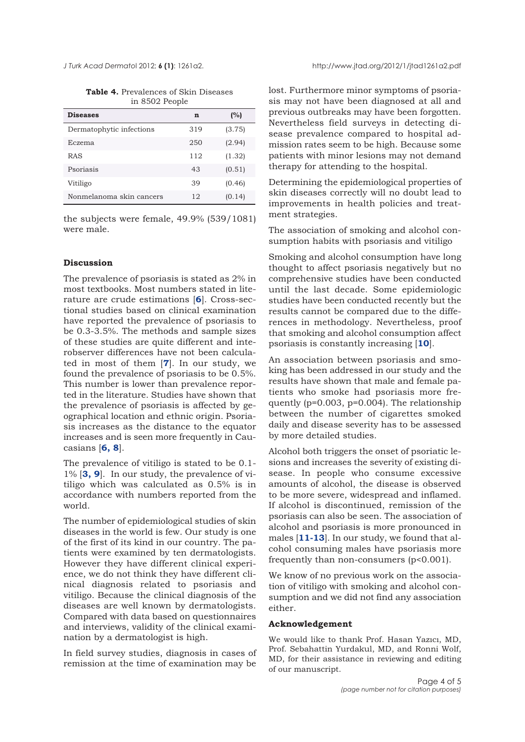**Table 4.** Prevalences of Skin Diseases in 8502 People

| Diseases | n | (%) |
|---|---|---|
| Dermatophytic infections | 319 | (3.75) |
| Eczema | 250 | (2.94) |
| RAS | 112 | (1.32) |
| Psoriasis | 43 | (0.51) |
| Vitiligo | 39 | (0.46) |
| Nonmelanoma skin cancers | 12 | (0.14) |

the subjects were female, 49.9% (539/1081) were male.

## Discussion

The prevalence of psoriasis is stated as 2% in most textbooks. Most numbers stated in literature are crude estimations [6]. Cross-sectional studies based on clinical examination have reported the prevalence of psoriasis to be 0.3-3.5%. The methods and sample sizes of these studies are quite different and interobserver differences have not been calculated in most of them [7]. In our study, we found the prevalence of psoriasis to be 0.5%. This number is lower than prevalence reported in the literature. Studies have shown that the prevalence of psoriasis is affected by geographical location and ethnic origin. Psoriasis increases as the distance to the equator increases and is seen more frequently in Caucasians [6, 8].

The prevalence of vitiligo is stated to be 0.1-1% [3, 9]. In our study, the prevalence of vitiligo which was calculated as 0.5% is in accordance with numbers reported from the world.

The number of epidemiological studies of skin diseases in the world is few. Our study is one of the first of its kind in our country. The patients were examined by ten dermatologists. However they have different clinical experience, we do not think they have different clinical diagnosis related to psoriasis and vitiligo. Because the clinical diagnosis of the diseases are well known by dermatologists. Compared with data based on questionnaires and interviews, validity of the clinical examination by a dermatologist is high.

In field survey studies, diagnosis in cases of remission at the time of examination may be lost. Furthermore minor symptoms of psoriasis may not have been diagnosed at all and previous outbreaks may have been forgotten. Nevertheless field surveys in detecting disease prevalence compared to hospital admission rates seem to be high. Because some patients with minor lesions may not demand therapy for attending to the hospital.

Determining the epidemiological properties of skin diseases correctly will no doubt lead to improvements in health policies and treatment strategies.

The association of smoking and alcohol consumption habits with psoriasis and vitiligo

Smoking and alcohol consumption have long thought to affect psoriasis negatively but no comprehensive studies have been conducted until the last decade. Some epidemiologic studies have been conducted recently but the results cannot be compared due to the differences in methodology. Nevertheless, proof that smoking and alcohol consumption affect psoriasis is constantly increasing [10].

An association between psoriasis and smoking has been addressed in our study and the results have shown that male and female patients who smoke had psoriasis more frequently ($p=0.003$, $p=0.004$). The relationship between the number of cigarettes smoked daily and disease severity has to be assessed by more detailed studies.

Alcohol both triggers the onset of psoriatic lesions and increases the severity of existing disease. In people who consume excessive amounts of alcohol, the disease is observed to be more severe, widespread and inflamed. If alcohol is discontinued, remission of the psoriasis can also be seen. The association of alcohol and psoriasis is more pronounced in males [11-13]. In our study, we found that alcohol consuming males have psoriasis more frequently than non-consumers ($p<0.001$).

We know of no previous work on the association of vitiligo with smoking and alcohol consumption and we did not find any association either.

### Acknowledgement

We would like to thank Prof. Hasan Yazıcı, MD, Prof. Sebahattin Yurdakul, MD, and Ronni Wolf, MD, for their assistance in reviewing and editing of our manuscript.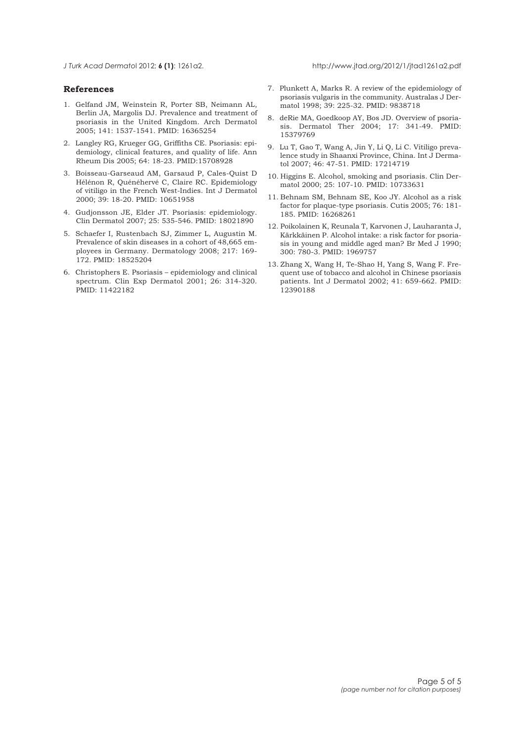## References

1. Gelfand JM, Weinstein R, Porter SB, Neimann AL, Berlin JA, Margolis DJ. Prevalence and treatment of psoriasis in the United Kingdom. Arch Dermatol 2005; 141: 1537-1541. PMID: 16365254
2. Langley RG, Krueger GG, Griffiths CE. Psoriasis: epidemiology, clinical features, and quality of life. Ann Rheum Dis 2005; 64: 18-23. PMID:15708928
3. Boisseau-Garseaud AM, Garsaud P, Cales-Quist D Hélénon R, Quénéhervé C, Claire RC. Epidemiology of vitiligo in the French West-Indies. Int J Dermatol 2000; 39: 18-20. PMID: 10651958
4. Gudjonsson JE, Elder JT. Psoriasis: epidemiology. Clin Dermatol 2007; 25: 535-546. PMID: 18021890
5. Schaefer I, Rustenbach SJ, Zimmer L, Augustin M. Prevalence of skin diseases in a cohort of 48,665 employees in Germany. Dermatology 2008; 217: 169-172. PMID: 18525204
6. Christophers E. Psoriasis – epidemiology and clinical spectrum. Clin Exp Dermatol 2001; 26: 314-320. PMID: 11422182
7. Plunkett A, Marks R. A review of the epidemiology of psoriasis vulgaris in the community. Australas J Dermatol 1998; 39: 225-32. PMID: 9838718
8. deRie MA, Goedkoop AY, Bos JD. Overview of psoriasis. Dermatol Ther 2004; 17: 341-49. PMID: 15379769
9. Lu T, Gao T, Wang A, Jin Y, Li Q, Li C. Vitiligo prevalence study in Shaanxi Province, China. Int J Dermatol 2007; 46: 47-51. PMID: 17214719
10. Higgins E. Alcohol, smoking and psoriasis. Clin Dermatol 2000; 25: 107-10. PMID: 10733631
11. Behnam SM, Behnam SE, Koo JY. Alcohol as a risk factor for plaque-type psoriasis. Cutis 2005; 76: 181-185. PMID: 16268261
12. Poikolainen K, Reunala T, Karvonen J, Lauharanta J, Kärkkäinen P. Alcohol intake: a risk factor for psoriasis in young and middle aged man? Br Med J 1990; 300: 780-3. PMID: 1969757
13. Zhang X, Wang H, Te-Shao H, Yang S, Wang F. Frequent use of tobacco and alcohol in Chinese psoriasis patients. Int J Dermatol 2002; 41: 659-662. PMID: 12390188